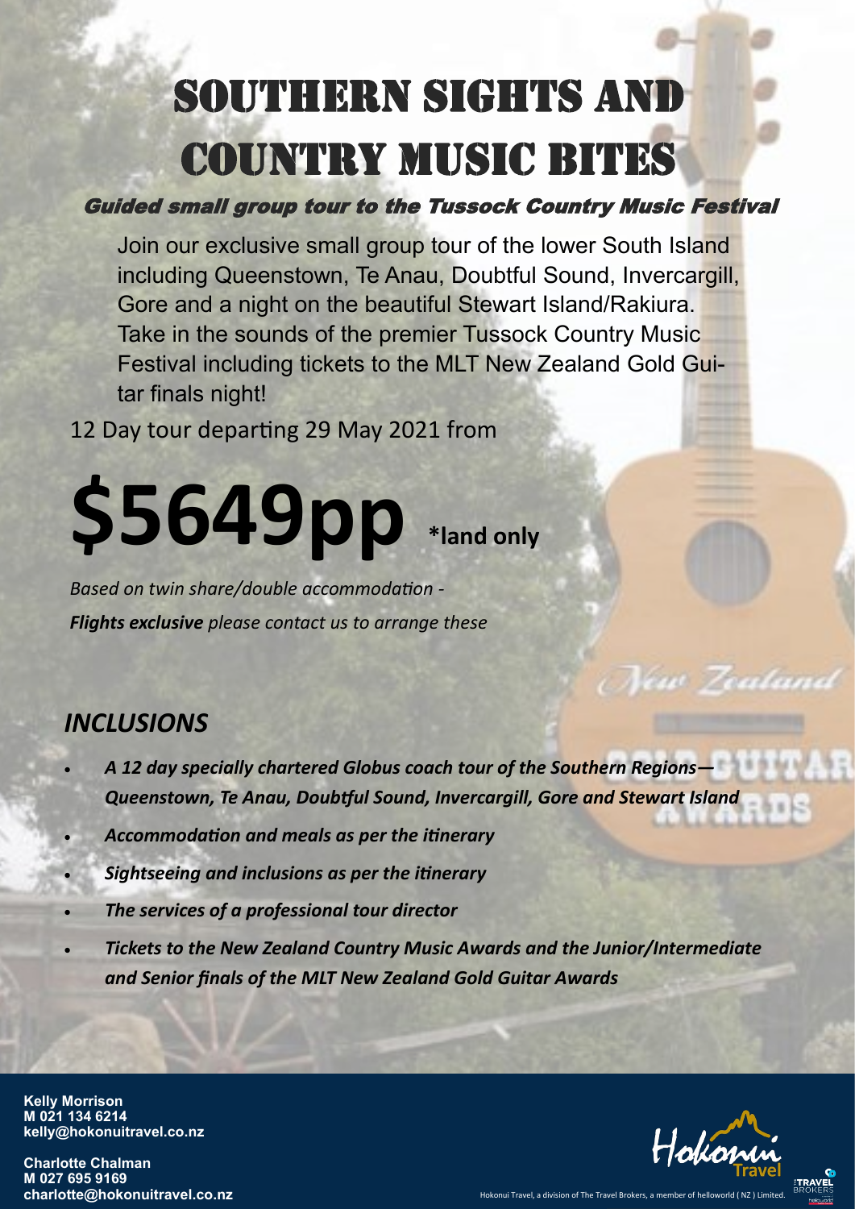# SOUTHERN SIGHTS AND COUNTRY MUSIC BITES

***Guided small group tour to the Tussock Country Music Festival***

Join our exclusive small group tour of the lower South Island including Queenstown, Te Anau, Doubtful Sound, Invercargill, Gore and a night on the beautiful Stewart Island/Rakiura. Take in the sounds of the premier Tussock Country Music Festival including tickets to the MLT New Zealand Gold Guitar finals night!

12 Day tour departing 29 May 2021 from

# $5649pp **\*land only**

*Based on twin share/double accommodation -*
***Flights exclusive*** *please contact us to arrange these*

## *INCLUSIONS*

- ***A 12 day specially chartered Globus coach tour of the Southern Regions— Queenstown, Te Anau, Doubtful Sound, Invercargill, Gore and Stewart Island***
- ***Accommodation and meals as per the itinerary***
- ***Sightseeing and inclusions as per the itinerary***
- ***The services of a professional tour director***
- ***Tickets to the New Zealand Country Music Awards and the Junior/Intermediate and Senior finals of the MLT New Zealand Gold Guitar Awards***

**Kelly Morrison**
**M 021 134 6214**
**kelly@hokonuitravel.co.nz**

**Charlotte Chalman**
**M 027 695 9169**
**charlotte@hokonuitravel.co.nz**

Hokonui Travel, a division of The Travel Brokers, a member of helloworld ( NZ ) Limited.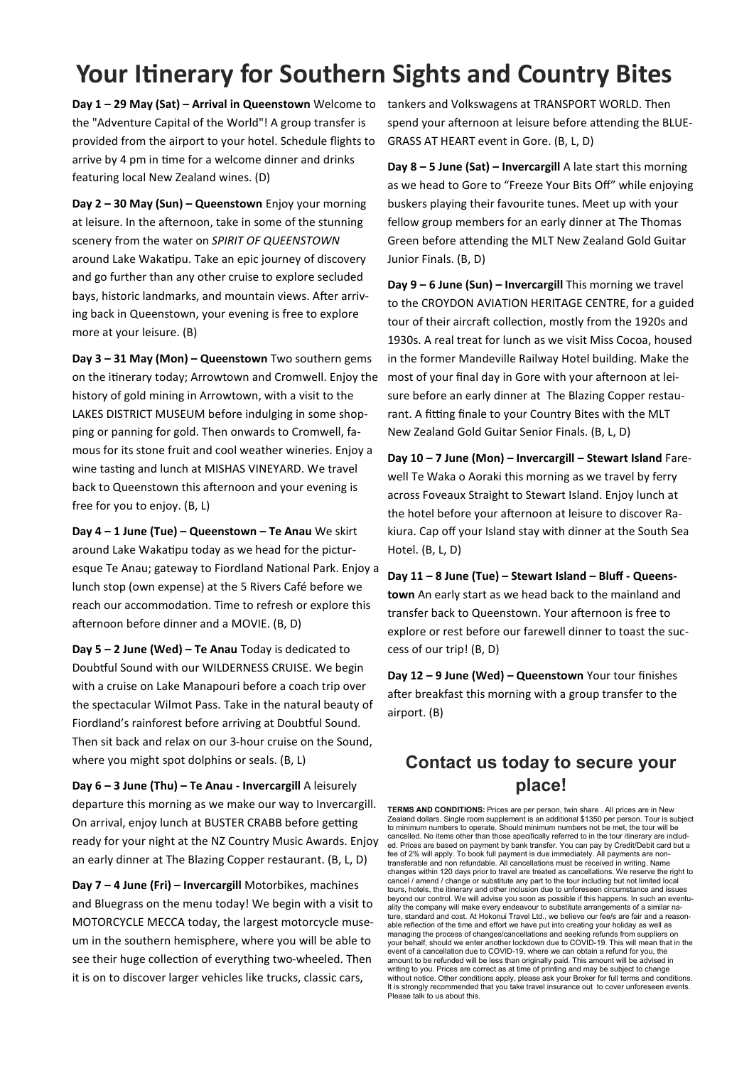# Your Itinerary for Southern Sights and Country Bites

**Day 1 – 29 May (Sat) – Arrival in Queenstown** Welcome to the "Adventure Capital of the World"! A group transfer is provided from the airport to your hotel. Schedule flights to arrive by 4 pm in time for a welcome dinner and drinks featuring local New Zealand wines. (D)

**Day 2 – 30 May (Sun) – Queenstown** Enjoy your morning at leisure. In the afternoon, take in some of the stunning scenery from the water on *SPIRIT OF QUEENSTOWN* around Lake Wakatipu. Take an epic journey of discovery and go further than any other cruise to explore secluded bays, historic landmarks, and mountain views. After arriving back in Queenstown, your evening is free to explore more at your leisure. (B)

**Day 3 – 31 May (Mon) – Queenstown** Two southern gems on the itinerary today; Arrowtown and Cromwell. Enjoy the history of gold mining in Arrowtown, with a visit to the LAKES DISTRICT MUSEUM before indulging in some shopping or panning for gold. Then onwards to Cromwell, famous for its stone fruit and cool weather wineries. Enjoy a wine tasting and lunch at MISHAS VINEYARD. We travel back to Queenstown this afternoon and your evening is free for you to enjoy. (B, L)

**Day 4 – 1 June (Tue) – Queenstown – Te Anau** We skirt around Lake Wakatipu today as we head for the picturesque Te Anau; gateway to Fiordland National Park. Enjoy a lunch stop (own expense) at the 5 Rivers Café before we reach our accommodation. Time to refresh or explore this afternoon before dinner and a MOVIE. (B, D)

**Day 5 – 2 June (Wed) – Te Anau** Today is dedicated to Doubtful Sound with our WILDERNESS CRUISE. We begin with a cruise on Lake Manapouri before a coach trip over the spectacular Wilmot Pass. Take in the natural beauty of Fiordland's rainforest before arriving at Doubtful Sound. Then sit back and relax on our 3-hour cruise on the Sound, where you might spot dolphins or seals. (B, L)

**Day 6 – 3 June (Thu) – Te Anau - Invercargill** A leisurely departure this morning as we make our way to Invercargill. On arrival, enjoy lunch at BUSTER CRABB before getting ready for your night at the NZ Country Music Awards. Enjoy an early dinner at The Blazing Copper restaurant. (B, L, D)

**Day 7 – 4 June (Fri) – Invercargill** Motorbikes, machines and Bluegrass on the menu today! We begin with a visit to MOTORCYCLE MECCA today, the largest motorcycle museum in the southern hemisphere, where you will be able to see their huge collection of everything two-wheeled. Then it is on to discover larger vehicles like trucks, classic cars, tankers and Volkswagens at TRANSPORT WORLD. Then spend your afternoon at leisure before attending the BLUEGRASS AT HEART event in Gore. (B, L, D)

**Day 8 – 5 June (Sat) – Invercargill** A late start this morning as we head to Gore to "Freeze Your Bits Off" while enjoying buskers playing their favourite tunes. Meet up with your fellow group members for an early dinner at The Thomas Green before attending the MLT New Zealand Gold Guitar Junior Finals. (B, D)

**Day 9 – 6 June (Sun) – Invercargill** This morning we travel to the CROYDON AVIATION HERITAGE CENTRE, for a guided tour of their aircraft collection, mostly from the 1920s and 1930s. A real treat for lunch as we visit Miss Cocoa, housed in the former Mandeville Railway Hotel building. Make the most of your final day in Gore with your afternoon at leisure before an early dinner at The Blazing Copper restaurant. A fitting finale to your Country Bites with the MLT New Zealand Gold Guitar Senior Finals. (B, L, D)

**Day 10 – 7 June (Mon) – Invercargill – Stewart Island** Farewell Te Waka o Aoraki this morning as we travel by ferry across Foveaux Straight to Stewart Island. Enjoy lunch at the hotel before your afternoon at leisure to discover Rakiura. Cap off your Island stay with dinner at the South Sea Hotel. (B, L, D)

**Day 11 – 8 June (Tue) – Stewart Island – Bluff - Queenstown** An early start as we head back to the mainland and transfer back to Queenstown. Your afternoon is free to explore or rest before our farewell dinner to toast the success of our trip! (B, D)

**Day 12 – 9 June (Wed) – Queenstown** Your tour finishes after breakfast this morning with a group transfer to the airport. (B)

## Contact us today to secure your place!

**TERMS AND CONDITIONS:** Prices are per person, twin share . All prices are in New Zealand dollars. Single room supplement is an additional $1350 per person. Tour is subject to minimum numbers to operate. Should minimum numbers not be met, the tour will be cancelled. No items other than those specifically referred to in the tour itinerary are included. Prices are based on payment by bank transfer. You can pay by Credit/Debit card but a fee of 2% will apply. To book full payment is due immediately. All payments are non-transferable and non refundable. All cancellations must be received in writing. Name changes within 120 days prior to travel are treated as cancellations. We reserve the right to cancel / amend / change or substitute any part to the tour including but not limited local tours, hotels, the itinerary and other inclusion due to unforeseen circumstance and issues beyond our control. We will advise you soon as possible if this happens. In such an eventuality the company will make every endeavour to substitute arrangements of a similar nature, standard and cost. At Hokonui Travel Ltd., we believe our fee/s are fair and a reasonable reflection of the time and effort we have put into creating your holiday as well as managing the process of changes/cancellations and seeking refunds from suppliers on your behalf, should we enter another lockdown due to COVID-19. This will mean that in the event of a cancellation due to COVID-19, where we can obtain a refund for you, the amount to be refunded will be less than originally paid. This amount will be advised in writing to you. Prices are correct as at time of printing and may be subject to change without notice. Other conditions apply, please ask your Broker for full terms and conditions. It is strongly recommended that you take travel insurance out to cover unforeseen events. Please talk to us about this.